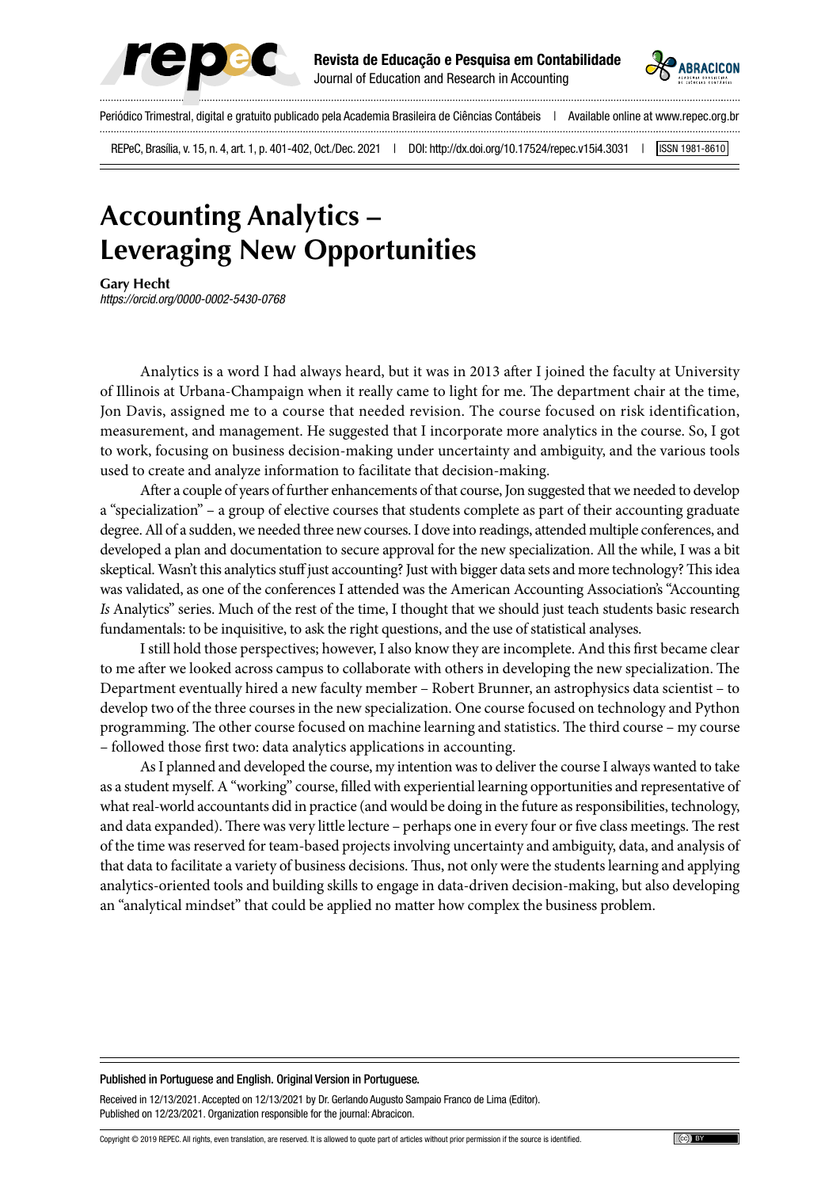# Accounting Analytics – Leveraging New Opportunities

**Gary Hecht**
*https://orcid.org/0000-0002-5430-0768*

Analytics is a word I had always heard, but it was in 2013 after I joined the faculty at University of Illinois at Urbana-Champaign when it really came to light for me. The department chair at the time, Jon Davis, assigned me to a course that needed revision. The course focused on risk identification, measurement, and management. He suggested that I incorporate more analytics in the course. So, I got to work, focusing on business decision-making under uncertainty and ambiguity, and the various tools used to create and analyze information to facilitate that decision-making.

After a couple of years of further enhancements of that course, Jon suggested that we needed to develop a "specialization" – a group of elective courses that students complete as part of their accounting graduate degree. All of a sudden, we needed three new courses. I dove into readings, attended multiple conferences, and developed a plan and documentation to secure approval for the new specialization. All the while, I was a bit skeptical. Wasn't this analytics stuff just accounting? Just with bigger data sets and more technology? This idea was validated, as one of the conferences I attended was the American Accounting Association's "Accounting *Is* Analytics" series. Much of the rest of the time, I thought that we should just teach students basic research fundamentals: to be inquisitive, to ask the right questions, and the use of statistical analyses.

I still hold those perspectives; however, I also know they are incomplete. And this first became clear to me after we looked across campus to collaborate with others in developing the new specialization. The Department eventually hired a new faculty member – Robert Brunner, an astrophysics data scientist – to develop two of the three courses in the new specialization. One course focused on technology and Python programming. The other course focused on machine learning and statistics. The third course – my course – followed those first two: data analytics applications in accounting.

As I planned and developed the course, my intention was to deliver the course I always wanted to take as a student myself. A "working" course, filled with experiential learning opportunities and representative of what real-world accountants did in practice (and would be doing in the future as responsibilities, technology, and data expanded). There was very little lecture – perhaps one in every four or five class meetings. The rest of the time was reserved for team-based projects involving uncertainty and ambiguity, data, and analysis of that data to facilitate a variety of business decisions. Thus, not only were the students learning and applying analytics-oriented tools and building skills to engage in data-driven decision-making, but also developing an "analytical mindset" that could be applied no matter how complex the business problem.

Published in Portuguese and English. Original Version in Portuguese.

Received in 12/13/2021. Accepted on 12/13/2021 by Dr. Gerlando Augusto Sampaio Franco de Lima (Editor). Published on 12/23/2021. Organization responsible for the journal: Abracicon.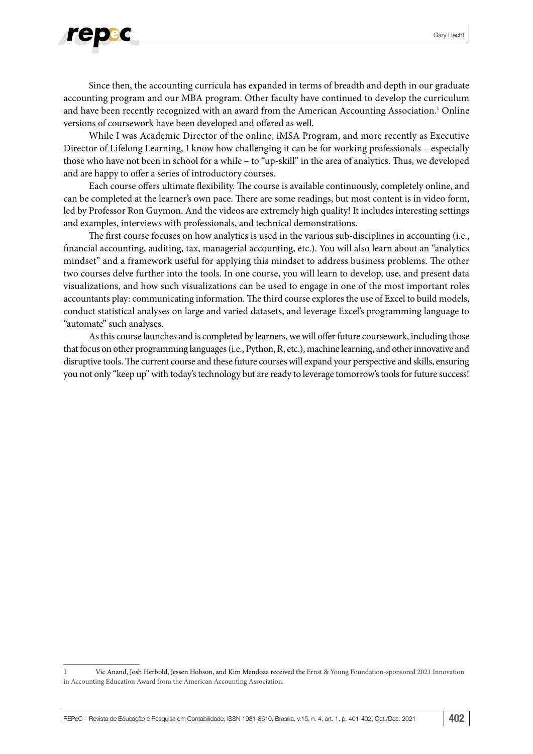Since then, the accounting curricula has expanded in terms of breadth and depth in our graduate accounting program and our MBA program. Other faculty have continued to develop the curriculum and have been recently recognized with an award from the American Accounting Association.[1] Online versions of coursework have been developed and offered as well.

While I was Academic Director of the online, iMSA Program, and more recently as Executive Director of Lifelong Learning, I know how challenging it can be for working professionals – especially those who have not been in school for a while – to "up-skill" in the area of analytics. Thus, we developed and are happy to offer a series of introductory courses.

Each course offers ultimate flexibility. The course is available continuously, completely online, and can be completed at the learner's own pace. There are some readings, but most content is in video form, led by Professor Ron Guymon. And the videos are extremely high quality! It includes interesting settings and examples, interviews with professionals, and technical demonstrations.

The first course focuses on how analytics is used in the various sub-disciplines in accounting (i.e., financial accounting, auditing, tax, managerial accounting, etc.). You will also learn about an "analytics mindset" and a framework useful for applying this mindset to address business problems. The other two courses delve further into the tools. In one course, you will learn to develop, use, and present data visualizations, and how such visualizations can be used to engage in one of the most important roles accountants play: communicating information. The third course explores the use of Excel to build models, conduct statistical analyses on large and varied datasets, and leverage Excel's programming language to "automate" such analyses.

As this course launches and is completed by learners, we will offer future coursework, including those that focus on other programming languages (i.e., Python, R, etc.), machine learning, and other innovative and disruptive tools. The current course and these future courses will expand your perspective and skills, ensuring you not only "keep up" with today's technology but are ready to leverage tomorrow's tools for future success!

---

1 Vic Anand, Josh Herbold, Jessen Hobson, and Kim Mendoza received the Ernst & Young Foundation-sponsored 2021 Innovation in Accounting Education Award from the American Accounting Association.